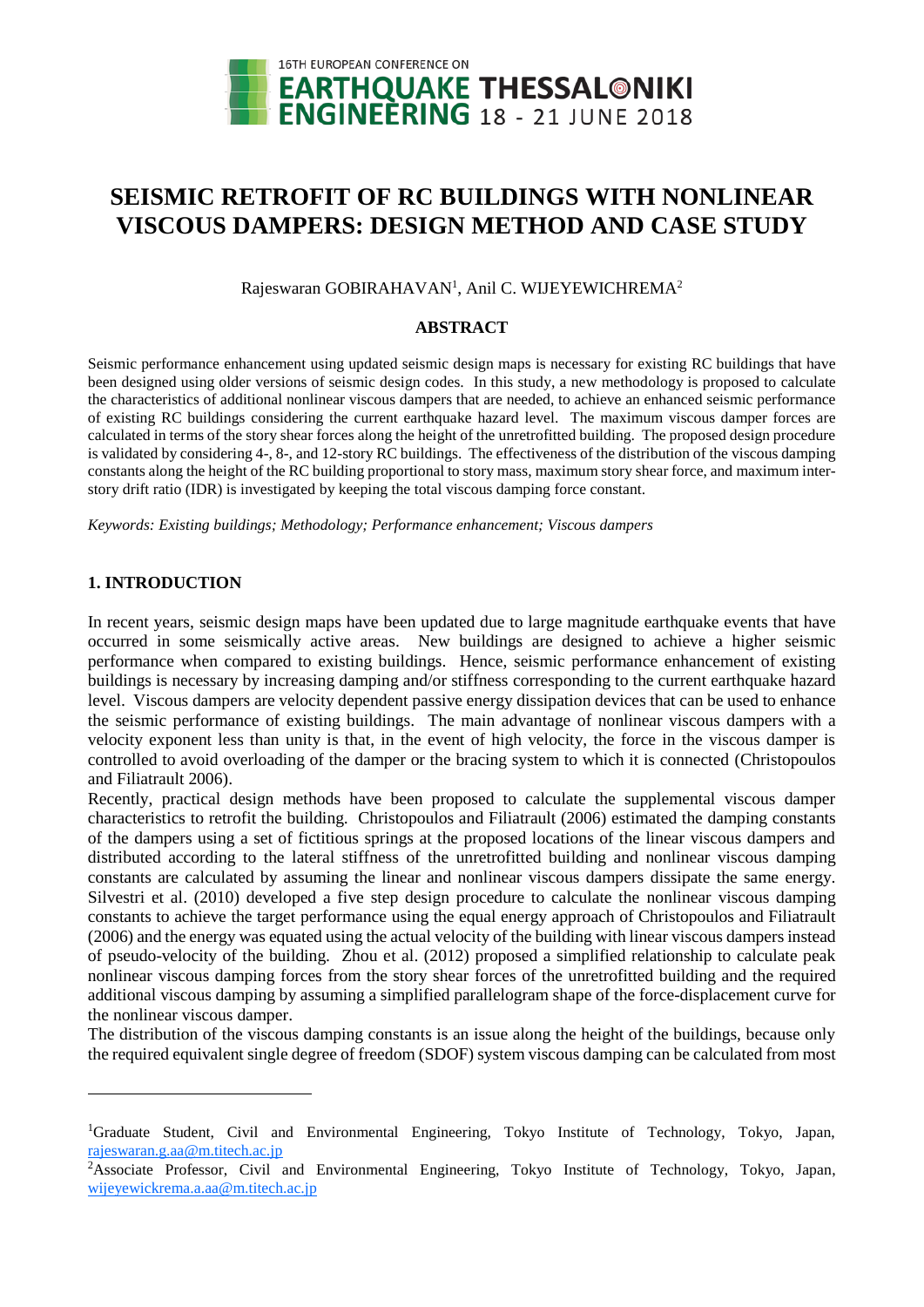# SEISMIC RETROFIT OF RC BUILDINGS WITH NONLINEAR VISCOUS DAMPERS: DESIGN METHOD AND CASE STUDY

Rajeswaran GOBIRAHAVAN[1], Anil C. WIJEYEWICHREMA[2]

## ABSTRACT

Seismic performance enhancement using updated seismic design maps is necessary for existing RC buildings that have been designed using older versions of seismic design codes. In this study, a new methodology is proposed to calculate the characteristics of additional nonlinear viscous dampers that are needed, to achieve an enhanced seismic performance of existing RC buildings considering the current earthquake hazard level. The maximum viscous damper forces are calculated in terms of the story shear forces along the height of the unretrofitted building. The proposed design procedure is validated by considering 4-, 8-, and 12-story RC buildings. The effectiveness of the distribution of the viscous damping constants along the height of the RC building proportional to story mass, maximum story shear force, and maximum inter-story drift ratio (IDR) is investigated by keeping the total viscous damping force constant.

*Keywords: Existing buildings; Methodology; Performance enhancement; Viscous dampers*

## 1. INTRODUCTION

In recent years, seismic design maps have been updated due to large magnitude earthquake events that have occurred in some seismically active areas. New buildings are designed to achieve a higher seismic performance when compared to existing buildings. Hence, seismic performance enhancement of existing buildings is necessary by increasing damping and/or stiffness corresponding to the current earthquake hazard level. Viscous dampers are velocity dependent passive energy dissipation devices that can be used to enhance the seismic performance of existing buildings. The main advantage of nonlinear viscous dampers with a velocity exponent less than unity is that, in the event of high velocity, the force in the viscous damper is controlled to avoid overloading of the damper or the bracing system to which it is connected (Christopoulos and Filiatrault 2006).

Recently, practical design methods have been proposed to calculate the supplemental viscous damper characteristics to retrofit the building. Christopoulos and Filiatrault (2006) estimated the damping constants of the dampers using a set of fictitious springs at the proposed locations of the linear viscous dampers and distributed according to the lateral stiffness of the unretrofitted building and nonlinear viscous damping constants are calculated by assuming the linear and nonlinear viscous dampers dissipate the same energy. Silvestri et al. (2010) developed a five step design procedure to calculate the nonlinear viscous damping constants to achieve the target performance using the equal energy approach of Christopoulos and Filiatrault (2006) and the energy was equated using the actual velocity of the building with linear viscous dampers instead of pseudo-velocity of the building. Zhou et al. (2012) proposed a simplified relationship to calculate peak nonlinear viscous damping forces from the story shear forces of the unretrofitted building and the required additional viscous damping by assuming a simplified parallelogram shape of the force-displacement curve for the nonlinear viscous damper.

The distribution of the viscous damping constants is an issue along the height of the buildings, because only the required equivalent single degree of freedom (SDOF) system viscous damping can be calculated from most

---

[1]Graduate Student, Civil and Environmental Engineering, Tokyo Institute of Technology, Tokyo, Japan, rajeswaran.g.aa@m.titech.ac.jp

[2]Associate Professor, Civil and Environmental Engineering, Tokyo Institute of Technology, Tokyo, Japan, wijeyewickrema.a.aa@m.titech.ac.jp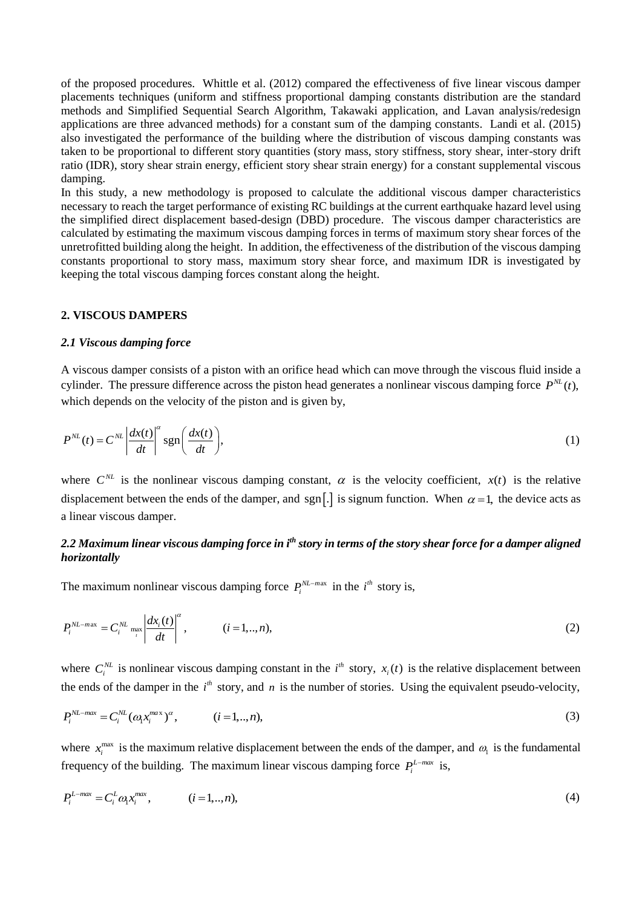of the proposed procedures. Whittle et al. (2012) compared the effectiveness of five linear viscous damper placements techniques (uniform and stiffness proportional damping constants distribution are the standard methods and Simplified Sequential Search Algorithm, Takawaki application, and Lavan analysis/redesign applications are three advanced methods) for a constant sum of the damping constants. Landi et al. (2015) also investigated the performance of the building where the distribution of viscous damping constants was taken to be proportional to different story quantities (story mass, story stiffness, story shear, inter-story drift ratio (IDR), story shear strain energy, efficient story shear strain energy) for a constant supplemental viscous damping.

In this study, a new methodology is proposed to calculate the additional viscous damper characteristics necessary to reach the target performance of existing RC buildings at the current earthquake hazard level using the simplified direct displacement based-design (DBD) procedure. The viscous damper characteristics are calculated by estimating the maximum viscous damping forces in terms of maximum story shear forces of the unretrofitted building along the height. In addition, the effectiveness of the distribution of the viscous damping constants proportional to story mass, maximum story shear force, and maximum IDR is investigated by keeping the total viscous damping forces constant along the height.

## 2. VISCOUS DAMPERS

### *2.1 Viscous damping force*

A viscous damper consists of a piston with an orifice head which can move through the viscous fluid inside a cylinder. The pressure difference across the piston head generates a nonlinear viscous damping force $P^{NL}(t)$, which depends on the velocity of the piston and is given by,

$$P^{NL}(t) = C^{NL} \left| \frac{dx(t)}{dt} \right|^{\alpha} \operatorname{sgn}\left( \frac{dx(t)}{dt} \right), \tag{1}$$

where $C^{NL}$ is the nonlinear viscous damping constant, $\alpha$ is the velocity coefficient, $x(t)$ is the relative displacement between the ends of the damper, and $\operatorname{sgn}[.]$ is signum function. When $\alpha = 1$, the device acts as a linear viscous damper.

### *2.2 Maximum linear viscous damping force in $i^{th}$ story in terms of the story shear force for a damper aligned horizontally*

The maximum nonlinear viscous damping force $P_i^{NL-max}$ in the $i^{th}$ story is,

$$P_i^{NL-max} = C_i^{NL} \max_i \left| \frac{dx_i(t)}{dt} \right|^{\alpha}, \qquad (i = 1,..,n), \tag{2}$$

where $C_i^{NL}$ is nonlinear viscous damping constant in the $i^{th}$ story, $x_i(t)$ is the relative displacement between the ends of the damper in the $i^{th}$ story, and $n$ is the number of stories. Using the equivalent pseudo-velocity,

$$P_i^{NL-max} = C_i^{NL} (\omega_1 x_i^{max})^{\alpha}, \qquad (i = 1,..,n), \tag{3}$$

where $x_i^{max}$ is the maximum relative displacement between the ends of the damper, and $\omega_1$ is the fundamental frequency of the building. The maximum linear viscous damping force $P_i^{L-max}$ is,

$$P_i^{L-max} = C_i^{L} \omega_1 x_i^{max}, \qquad (i = 1,..,n), \tag{4}$$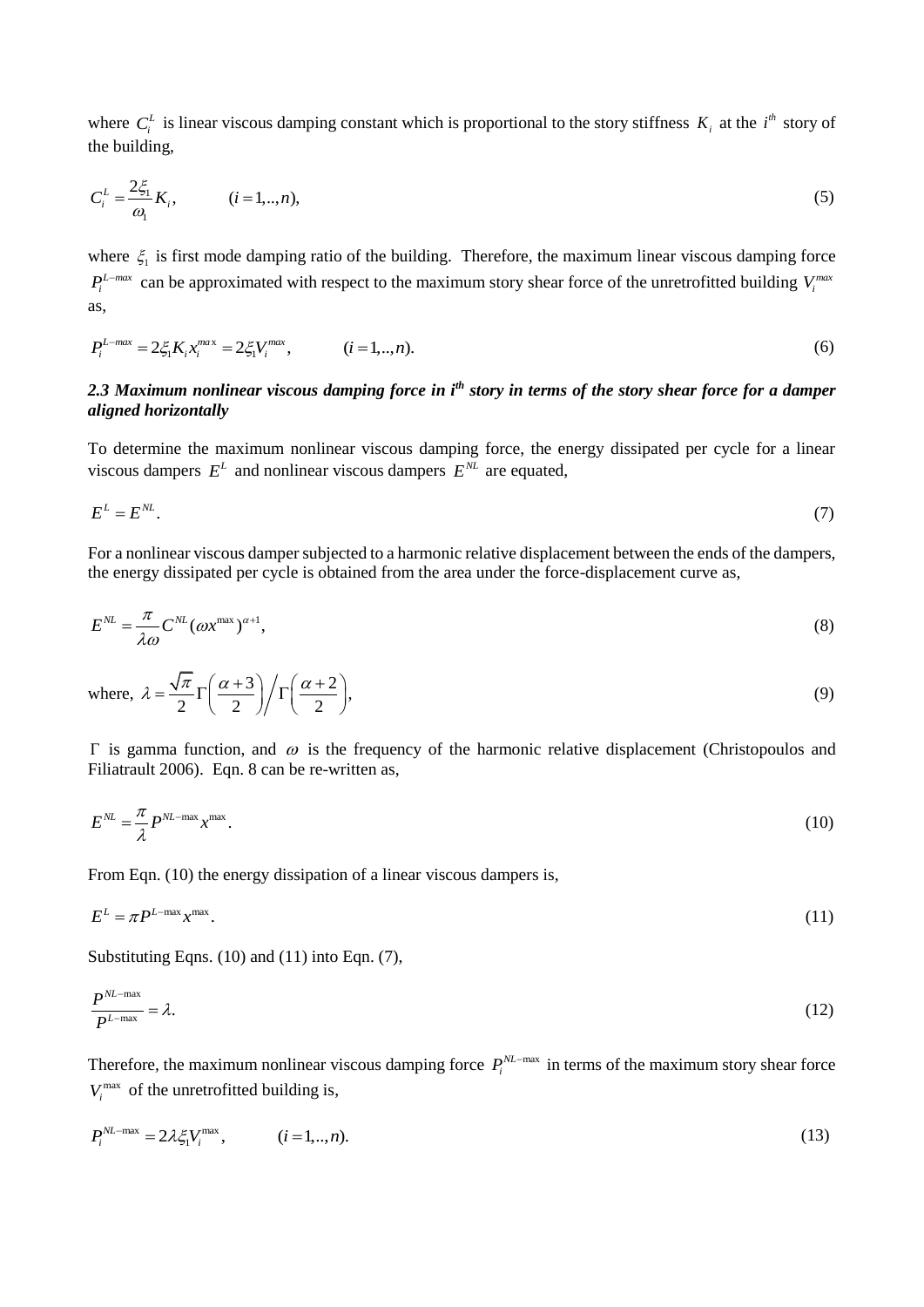where $C_i^L$ is linear viscous damping constant which is proportional to the story stiffness $K_i$ at the $i^{th}$ story of the building,

$$C_i^L = \frac{2\xi_1}{\omega_1} K_i, \qquad (i = 1,..,n), \tag{5}$$

where $\xi_1$ is first mode damping ratio of the building. Therefore, the maximum linear viscous damping force $P_i^{L-max}$ can be approximated with respect to the maximum story shear force of the unretrofitted building $V_i^{max}$ as,

$$P_i^{L-max} = 2\xi_1 K_i x_i^{max} = 2\xi_1 V_i^{max}, \qquad (i = 1,..,n). \tag{6}$$

### *2.3 Maximum nonlinear viscous damping force in i^th story in terms of the story shear force for a damper aligned horizontally*

To determine the maximum nonlinear viscous damping force, the energy dissipated per cycle for a linear viscous dampers $E^L$ and nonlinear viscous dampers $E^{NL}$ are equated,

$$E^L = E^{NL}. \tag{7}$$

For a nonlinear viscous damper subjected to a harmonic relative displacement between the ends of the dampers, the energy dissipated per cycle is obtained from the area under the force-displacement curve as,

$$E^{NL} = \frac{\pi}{\lambda \omega} C^{NL} (\omega x^{\max})^{\alpha+1}, \tag{8}$$

$$\text{where, } \lambda = \frac{\sqrt{\pi}}{2} \Gamma\left(\frac{\alpha+3}{2}\right) \Big/ \Gamma\left(\frac{\alpha+2}{2}\right), \tag{9}$$

$\Gamma$ is gamma function, and $\omega$ is the frequency of the harmonic relative displacement (Christopoulos and Filiatrault 2006). Eqn. 8 can be re-written as,

$$E^{NL} = \frac{\pi}{\lambda} P^{NL-\max} x^{\max}. \tag{10}$$

From Eqn. (10) the energy dissipation of a linear viscous dampers is,

$$E^L = \pi P^{L-\max} x^{\max}. \tag{11}$$

Substituting Eqns. (10) and (11) into Eqn. (7),

$$\frac{P^{NL-\max}}{P^{L-\max}} = \lambda. \tag{12}$$

Therefore, the maximum nonlinear viscous damping force $P_i^{NL-\max}$ in terms of the maximum story shear force $V_i^{\max}$ of the unretrofitted building is,

$$P_i^{NL-\max} = 2\lambda\xi_1 V_i^{\max}, \qquad (i = 1,..,n). \tag{13}$$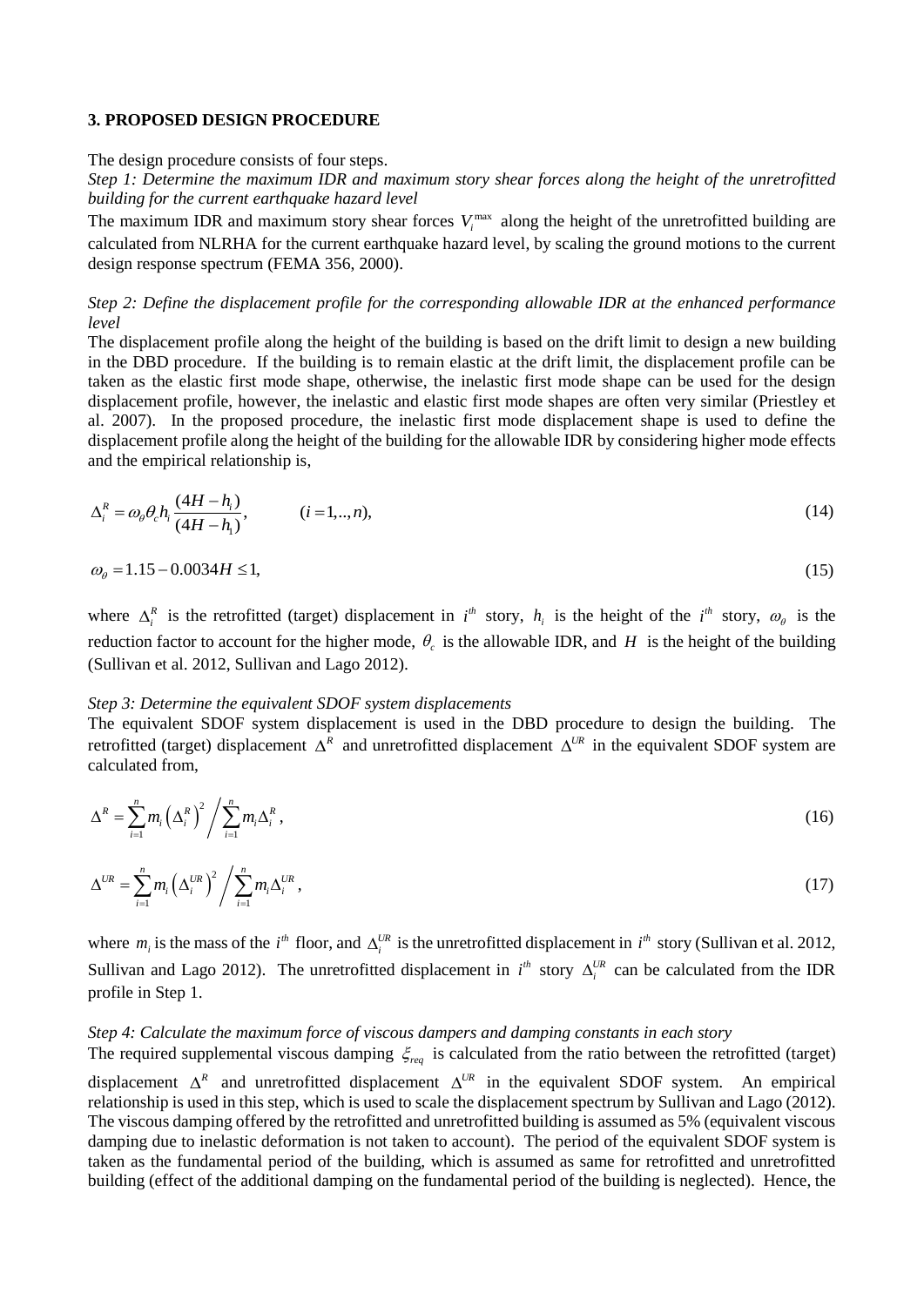## 3. PROPOSED DESIGN PROCEDURE

The design procedure consists of four steps.

*Step 1: Determine the maximum IDR and maximum story shear forces along the height of the unretrofitted building for the current earthquake hazard level*

The maximum IDR and maximum story shear forces $V_i^{\max}$ along the height of the unretrofitted building are calculated from NLRHA for the current earthquake hazard level, by scaling the ground motions to the current design response spectrum (FEMA 356, 2000).

*Step 2: Define the displacement profile for the corresponding allowable IDR at the enhanced performance level*

The displacement profile along the height of the building is based on the drift limit to design a new building in the DBD procedure. If the building is to remain elastic at the drift limit, the displacement profile can be taken as the elastic first mode shape, otherwise, the inelastic first mode shape can be used for the design displacement profile, however, the inelastic and elastic first mode shapes are often very similar (Priestley et al. 2007). In the proposed procedure, the inelastic first mode displacement shape is used to define the displacement profile along the height of the building for the allowable IDR by considering higher mode effects and the empirical relationship is,

$$\Delta_i^R = \omega_\theta \theta_c h_i \frac{(4H - h_i)}{(4H - h_1)}, \qquad (i = 1,..,n), \tag{14}$$

$$\omega_\theta = 1.15 - 0.0034H \leq 1, \tag{15}$$

where $\Delta_i^R$ is the retrofitted (target) displacement in $i^{th}$ story, $h_i$ is the height of the $i^{th}$ story, $\omega_\theta$ is the reduction factor to account for the higher mode, $\theta_c$ is the allowable IDR, and $H$ is the height of the building (Sullivan et al. 2012, Sullivan and Lago 2012).

*Step 3: Determine the equivalent SDOF system displacements*

The equivalent SDOF system displacement is used in the DBD procedure to design the building. The retrofitted (target) displacement $\Delta^R$ and unretrofitted displacement $\Delta^{UR}$ in the equivalent SDOF system are calculated from,

$$\Delta^R = \sum_{i=1}^{n} m_i \left(\Delta_i^R\right)^2 \Bigg/ \sum_{i=1}^{n} m_i \Delta_i^R, \tag{16}$$

$$\Delta^{UR} = \sum_{i=1}^{n} m_i \left(\Delta_i^{UR}\right)^2 \Bigg/ \sum_{i=1}^{n} m_i \Delta_i^{UR}, \tag{17}$$

where $m_i$ is the mass of the $i^{th}$ floor, and $\Delta_i^{UR}$ is the unretrofitted displacement in $i^{th}$ story (Sullivan et al. 2012, Sullivan and Lago 2012). The unretrofitted displacement in $i^{th}$ story $\Delta_i^{UR}$ can be calculated from the IDR profile in Step 1.

*Step 4: Calculate the maximum force of viscous dampers and damping constants in each story*

The required supplemental viscous damping $\xi_{req}$ is calculated from the ratio between the retrofitted (target) displacement $\Delta^R$ and unretrofitted displacement $\Delta^{UR}$ in the equivalent SDOF system. An empirical relationship is used in this step, which is used to scale the displacement spectrum by Sullivan and Lago (2012). The viscous damping offered by the retrofitted and unretrofitted building is assumed as 5% (equivalent viscous damping due to inelastic deformation is not taken to account). The period of the equivalent SDOF system is taken as the fundamental period of the building, which is assumed as same for retrofitted and unretrofitted building (effect of the additional damping on the fundamental period of the building is neglected). Hence, the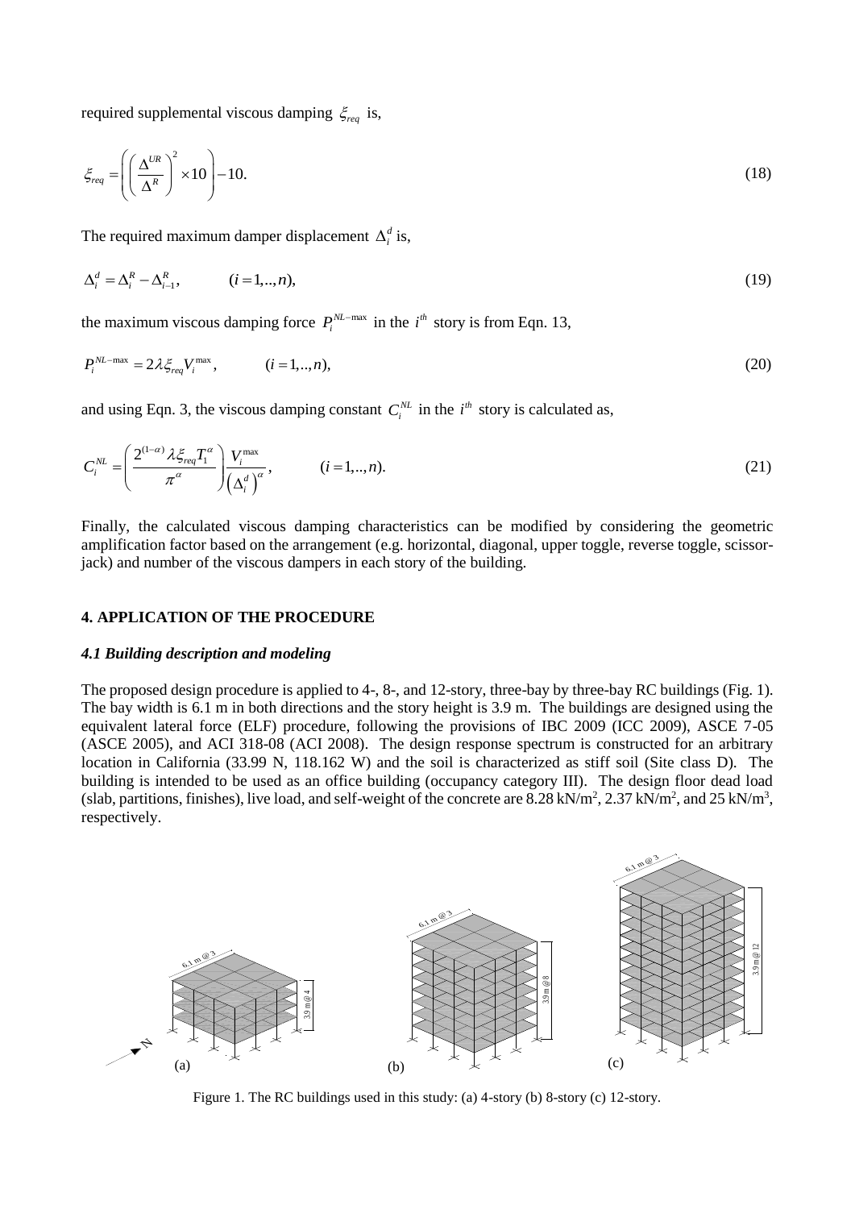required supplemental viscous damping $\xi_{req}$ is,

$$\xi_{req} = \left( \left( \frac{\Delta^{UR}}{\Delta^{R}} \right)^2 \times 10 \right) - 10. \tag{18}$$

The required maximum damper displacement $\Delta_i^d$ is,

$$\Delta_i^d = \Delta_i^R - \Delta_{i-1}^R, \qquad (i = 1,..,n), \tag{19}$$

the maximum viscous damping force $P_i^{NL-\max}$ in the $i^{th}$ story is from Eqn. 13,

$$P_i^{NL-\max} = 2\lambda \xi_{req} V_i^{\max}, \qquad (i = 1,..,n), \tag{20}$$

and using Eqn. 3, the viscous damping constant $C_i^{NL}$ in the $i^{th}$ story is calculated as,

$$C_i^{NL} = \left( \frac{2^{(1-\alpha)} \lambda \xi_{req} T_1^{\alpha}}{\pi^{\alpha}} \right) \frac{V_i^{\max}}{\left(\Delta_i^d\right)^{\alpha}}, \qquad (i = 1,..,n). \tag{21}$$

Finally, the calculated viscous damping characteristics can be modified by considering the geometric amplification factor based on the arrangement (e.g. horizontal, diagonal, upper toggle, reverse toggle, scissor-jack) and number of the viscous dampers in each story of the building.

## 4. APPLICATION OF THE PROCEDURE

### *4.1 Building description and modeling*

The proposed design procedure is applied to 4-, 8-, and 12-story, three-bay by three-bay RC buildings (Fig. 1). The bay width is 6.1 m in both directions and the story height is 3.9 m. The buildings are designed using the equivalent lateral force (ELF) procedure, following the provisions of IBC 2009 (ICC 2009), ASCE 7-05 (ASCE 2005), and ACI 318-08 (ACI 2008). The design response spectrum is constructed for an arbitrary location in California (33.99 N, 118.162 W) and the soil is characterized as stiff soil (Site class D). The building is intended to be used as an office building (occupancy category III). The design floor dead load (slab, partitions, finishes), live load, and self-weight of the concrete are 8.28 kN/m$^2$, 2.37 kN/m$^2$, and 25 kN/m$^3$, respectively.

Figure 1. The RC buildings used in this study: (a) 4-story (b) 8-story (c) 12-story.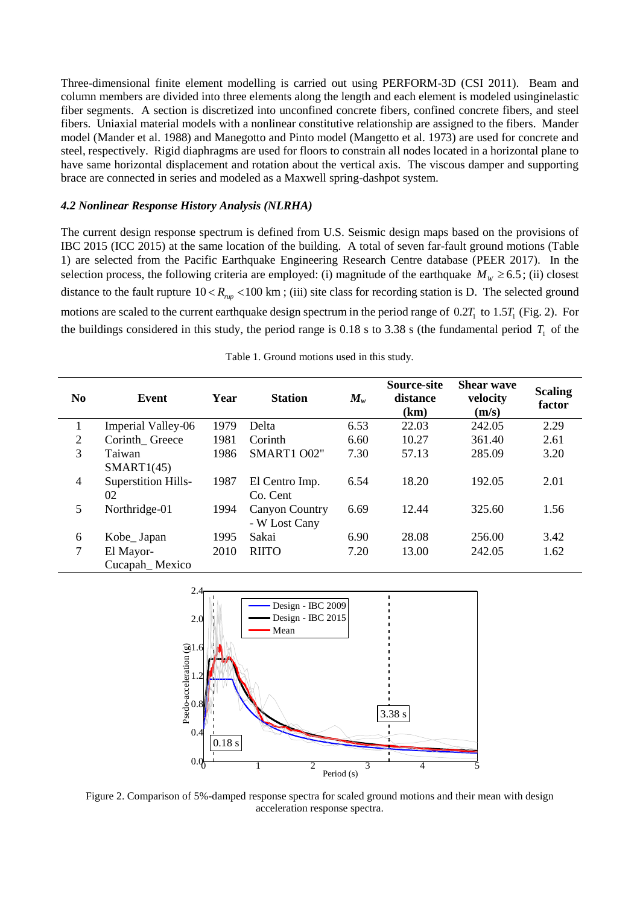Three-dimensional finite element modelling is carried out using PERFORM-3D (CSI 2011). Beam and column members are divided into three elements along the length and each element is modeled usinginelastic fiber segments. A section is discretized into unconfined concrete fibers, confined concrete fibers, and steel fibers. Uniaxial material models with a nonlinear constitutive relationship are assigned to the fibers. Mander model (Mander et al. 1988) and Manegotto and Pinto model (Mangetto et al. 1973) are used for concrete and steel, respectively. Rigid diaphragms are used for floors to constrain all nodes located in a horizontal plane to have same horizontal displacement and rotation about the vertical axis. The viscous damper and supporting brace are connected in series and modeled as a Maxwell spring-dashpot system.

### *4.2 Nonlinear Response History Analysis (NLRHA)*

The current design response spectrum is defined from U.S. Seismic design maps based on the provisions of IBC 2015 (ICC 2015) at the same location of the building. A total of seven far-fault ground motions (Table 1) are selected from the Pacific Earthquake Engineering Research Centre database (PEER 2017). In the selection process, the following criteria are employed: (i) magnitude of the earthquake $M_w \geq 6.5$; (ii) closest distance to the fault rupture $10 < R_{rup} < 100$ km ; (iii) site class for recording station is D. The selected ground motions are scaled to the current earthquake design spectrum in the period range of $0.2T_1$ to $1.5T_1$ (Fig. 2). For the buildings considered in this study, the period range is 0.18 s to 3.38 s (the fundamental period $T_1$ of the

Table 1. Ground motions used in this study.

| No | Event | Year | Station | $M_w$ | Source-site distance (km) | Shear wave velocity (m/s) | Scaling factor |
|---|---|---|---|---|---|---|---|
| 1 | Imperial Valley-06 | 1979 | Delta | 6.53 | 22.03 | 242.05 | 2.29 |
| 2 | Corinth_ Greece | 1981 | Corinth | 6.60 | 10.27 | 361.40 | 2.61 |
| 3 | Taiwan SMART1(45) | 1986 | SMART1 O02" | 7.30 | 57.13 | 285.09 | 3.20 |
| 4 | Superstition Hills-02 | 1987 | El Centro Imp. Co. Cent | 6.54 | 18.20 | 192.05 | 2.01 |
| 5 | Northridge-01 | 1994 | Canyon Country - W Lost Cany | 6.69 | 12.44 | 325.60 | 1.56 |
| 6 | Kobe_ Japan | 1995 | Sakai | 6.90 | 28.08 | 256.00 | 3.42 |
| 7 | El Mayor-Cucapah_ Mexico | 2010 | RIITO | 7.20 | 13.00 | 242.05 | 1.62 |

Figure 2. Comparison of 5%-damped response spectra for scaled ground motions and their mean with design acceleration response spectra.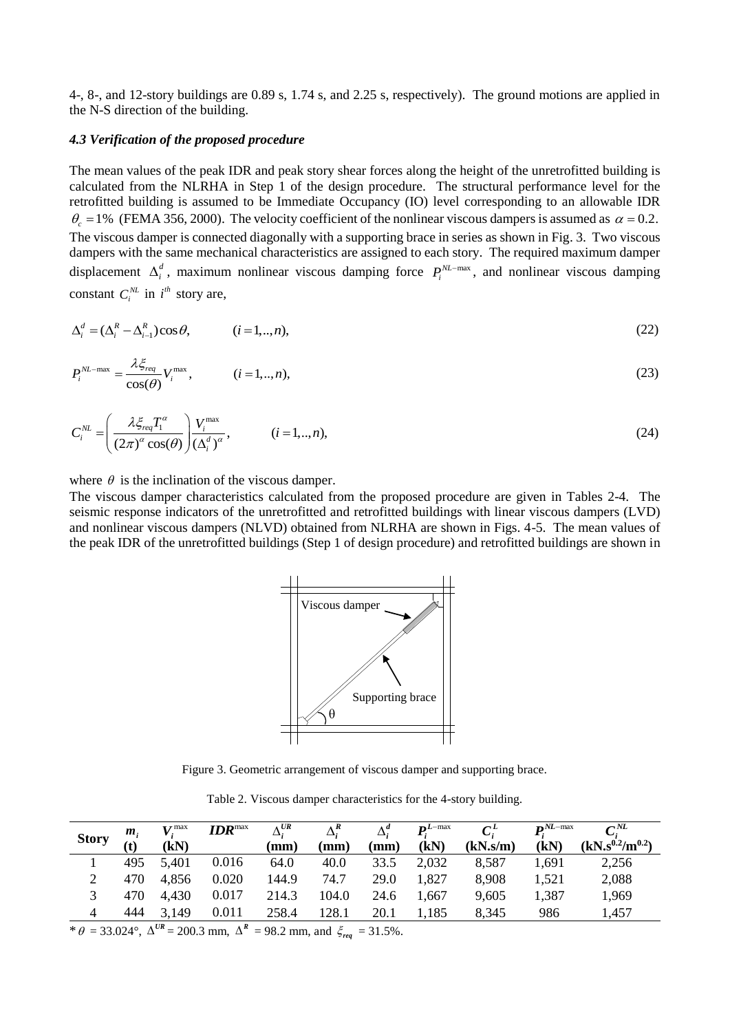4-, 8-, and 12-story buildings are 0.89 s, 1.74 s, and 2.25 s, respectively). The ground motions are applied in the N-S direction of the building.

### *4.3 Verification of the proposed procedure*

The mean values of the peak IDR and peak story shear forces along the height of the unretrofitted building is calculated from the NLRHA in Step 1 of the design procedure. The structural performance level for the retrofitted building is assumed to be Immediate Occupancy (IO) level corresponding to an allowable IDR $\theta_c = 1\%$ (FEMA 356, 2000). The velocity coefficient of the nonlinear viscous dampers is assumed as $\alpha = 0.2$. The viscous damper is connected diagonally with a supporting brace in series as shown in Fig. 3. Two viscous dampers with the same mechanical characteristics are assigned to each story. The required maximum damper displacement $\Delta_i^d$, maximum nonlinear viscous damping force $P_i^{NL-\max}$, and nonlinear viscous damping constant $C_i^{NL}$ in $i^{th}$ story are,

$$\Delta_i^d = (\Delta_i^R - \Delta_{i-1}^R)\cos\theta, \qquad (i = 1,..,n), \tag{22}$$

$$P_i^{NL-\max} = \frac{\lambda \xi_{req}}{\cos(\theta)} V_i^{\max}, \qquad (i = 1,..,n), \tag{23}$$

$$C_i^{NL} = \left( \frac{\lambda \xi_{req} T_1^{\alpha}}{(2\pi)^{\alpha} \cos(\theta)} \right) \frac{V_i^{\max}}{(\Delta_i^d)^{\alpha}}, \qquad (i = 1,..,n), \tag{24}$$

where $\theta$ is the inclination of the viscous damper.

The viscous damper characteristics calculated from the proposed procedure are given in Tables 2-4. The seismic response indicators of the unretrofitted and retrofitted buildings with linear viscous dampers (LVD) and nonlinear viscous dampers (NLVD) obtained from NLRHA are shown in Figs. 4-5. The mean values of the peak IDR of the unretrofitted buildings (Step 1 of design procedure) and retrofitted buildings are shown in

Figure 3. Geometric arrangement of viscous damper and supporting brace.

Table 2. Viscous damper characteristics for the 4-story building.

| Story | $m_i$ (t) | $V_i^{\max}$ (kN) | $IDR^{\max}$ | $\Delta_i^{UR}$ (mm) | $\Delta_i^{R}$ (mm) | $\Delta_i^{d}$ (mm) | $P_i^{L-\max}$ (kN) | $C_i^{L}$ (kN.s/m) | $P_i^{NL-\max}$ (kN) | $C_i^{NL}$ (kN.s$^{0.2}$/m$^{0.2}$) |
|---|---|---|---|---|---|---|---|---|---|---|
| 1 | 495 | 5,401 | 0.016 | 64.0 | 40.0 | 33.5 | 2,032 | 8,587 | 1,691 | 2,256 |
| 2 | 470 | 4,856 | 0.020 | 144.9 | 74.7 | 29.0 | 1,827 | 8,908 | 1,521 | 2,088 |
| 3 | 470 | 4,430 | 0.017 | 214.3 | 104.0 | 24.6 | 1,667 | 9,605 | 1,387 | 1,969 |
| 4 | 444 | 3,149 | 0.011 | 258.4 | 128.1 | 20.1 | 1,185 | 8,345 | 986 | 1,457 |

* $\theta$ = 33.024°, $\Delta^{UR}$ = 200.3 mm, $\Delta^{R}$ = 98.2 mm, and $\xi_{req}$ = 31.5%.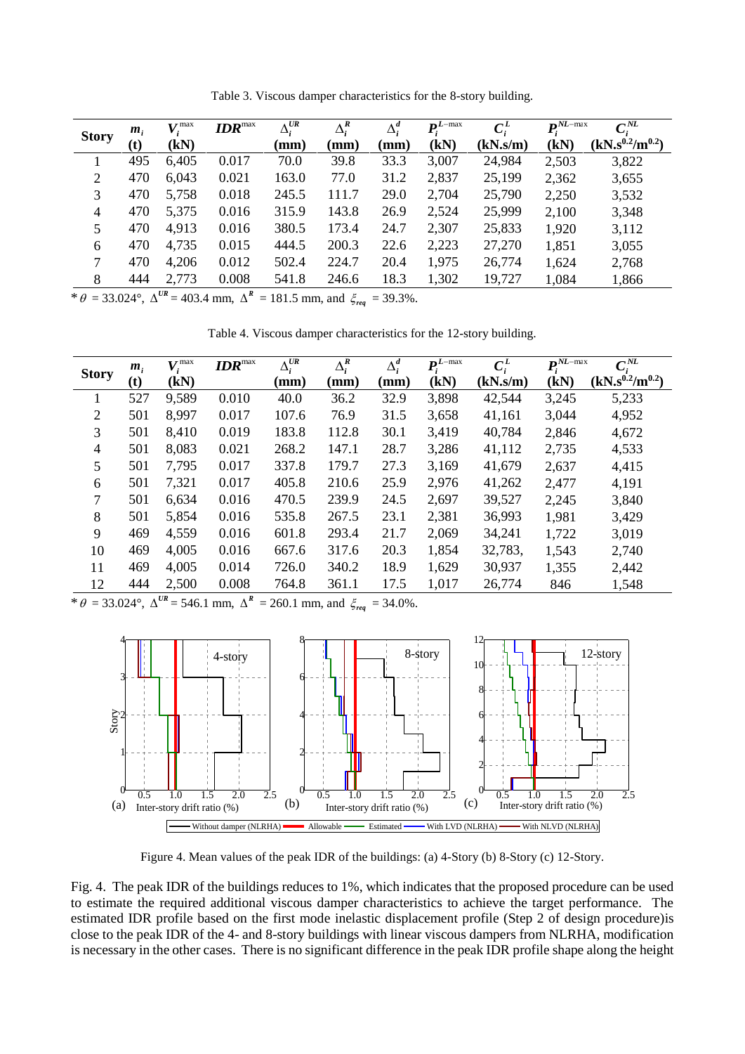Table 3. Viscous damper characteristics for the 8-story building.

| Story | $m_i$ (t) | $V_i^{\max}$ (kN) | $IDR^{\max}$ | $\Delta_i^{UR}$ (mm) | $\Delta_i^{R}$ (mm) | $\Delta_i^{d}$ (mm) | $P_i^{L-\max}$ (kN) | $C_i^{L}$ (kN.s/m) | $P_i^{NL-\max}$ (kN) | $C_i^{NL}$ (kN.s$^{0.2}$/m$^{0.2}$) |
|---|---|---|---|---|---|---|---|---|---|---|
| 1 | 495 | 6,405 | 0.017 | 70.0 | 39.8 | 33.3 | 3,007 | 24,984 | 2,503 | 3,822 |
| 2 | 470 | 6,043 | 0.021 | 163.0 | 77.0 | 31.2 | 2,837 | 25,199 | 2,362 | 3,655 |
| 3 | 470 | 5,758 | 0.018 | 245.5 | 111.7 | 29.0 | 2,704 | 25,790 | 2,250 | 3,532 |
| 4 | 470 | 5,375 | 0.016 | 315.9 | 143.8 | 26.9 | 2,524 | 25,999 | 2,100 | 3,348 |
| 5 | 470 | 4,913 | 0.016 | 380.5 | 173.4 | 24.7 | 2,307 | 25,833 | 1,920 | 3,112 |
| 6 | 470 | 4,735 | 0.015 | 444.5 | 200.3 | 22.6 | 2,223 | 27,270 | 1,851 | 3,055 |
| 7 | 470 | 4,206 | 0.012 | 502.4 | 224.7 | 20.4 | 1,975 | 26,774 | 1,624 | 2,768 |
| 8 | 444 | 2,773 | 0.008 | 541.8 | 246.6 | 18.3 | 1,302 | 19,727 | 1,084 | 1,866 |

* $\theta$ = 33.024°, $\Delta^{UR}$ = 403.4 mm, $\Delta^{R}$ = 181.5 mm, and $\xi_{req}$ = 39.3%.

Table 4. Viscous damper characteristics for the 12-story building.

| Story | $m_i$ (t) | $V_i^{\max}$ (kN) | $IDR^{\max}$ | $\Delta_i^{UR}$ (mm) | $\Delta_i^{R}$ (mm) | $\Delta_i^{d}$ (mm) | $P_i^{L-\max}$ (kN) | $C_i^{L}$ (kN.s/m) | $P_i^{NL-\max}$ (kN) | $C_i^{NL}$ (kN.s$^{0.2}$/m$^{0.2}$) |
|---|---|---|---|---|---|---|---|---|---|---|
| 1 | 527 | 9,589 | 0.010 | 40.0 | 36.2 | 32.9 | 3,898 | 42,544 | 3,245 | 5,233 |
| 2 | 501 | 8,997 | 0.017 | 107.6 | 76.9 | 31.5 | 3,658 | 41,161 | 3,044 | 4,952 |
| 3 | 501 | 8,410 | 0.019 | 183.8 | 112.8 | 30.1 | 3,419 | 40,784 | 2,846 | 4,672 |
| 4 | 501 | 8,083 | 0.021 | 268.2 | 147.1 | 28.7 | 3,286 | 41,112 | 2,735 | 4,533 |
| 5 | 501 | 7,795 | 0.017 | 337.8 | 179.7 | 27.3 | 3,169 | 41,679 | 2,637 | 4,415 |
| 6 | 501 | 7,321 | 0.017 | 405.8 | 210.6 | 25.9 | 2,976 | 41,262 | 2,477 | 4,191 |
| 7 | 501 | 6,634 | 0.016 | 470.5 | 239.9 | 24.5 | 2,697 | 39,527 | 2,245 | 3,840 |
| 8 | 501 | 5,854 | 0.016 | 535.8 | 267.5 | 23.1 | 2,381 | 36,993 | 1,981 | 3,429 |
| 9 | 469 | 4,559 | 0.016 | 601.8 | 293.4 | 21.7 | 2,069 | 34,241 | 1,722 | 3,019 |
| 10 | 469 | 4,005 | 0.016 | 667.6 | 317.6 | 20.3 | 1,854 | 32,783, | 1,543 | 2,740 |
| 11 | 469 | 4,005 | 0.014 | 726.0 | 340.2 | 18.9 | 1,629 | 30,937 | 1,355 | 2,442 |
| 12 | 444 | 2,500 | 0.008 | 764.8 | 361.1 | 17.5 | 1,017 | 26,774 | 846 | 1,548 |

* $\theta$ = 33.024°, $\Delta^{UR}$ = 546.1 mm, $\Delta^{R}$ = 260.1 mm, and $\xi_{req}$ = 34.0%.

Figure 4. Mean values of the peak IDR of the buildings: (a) 4-Story (b) 8-Story (c) 12-Story.

Fig. 4. The peak IDR of the buildings reduces to 1%, which indicates that the proposed procedure can be used to estimate the required additional viscous damper characteristics to achieve the target performance. The estimated IDR profile based on the first mode inelastic displacement profile (Step 2 of design procedure)is close to the peak IDR of the 4- and 8-story buildings with linear viscous dampers from NLRHA, modification is necessary in the other cases. There is no significant difference in the peak IDR profile shape along the height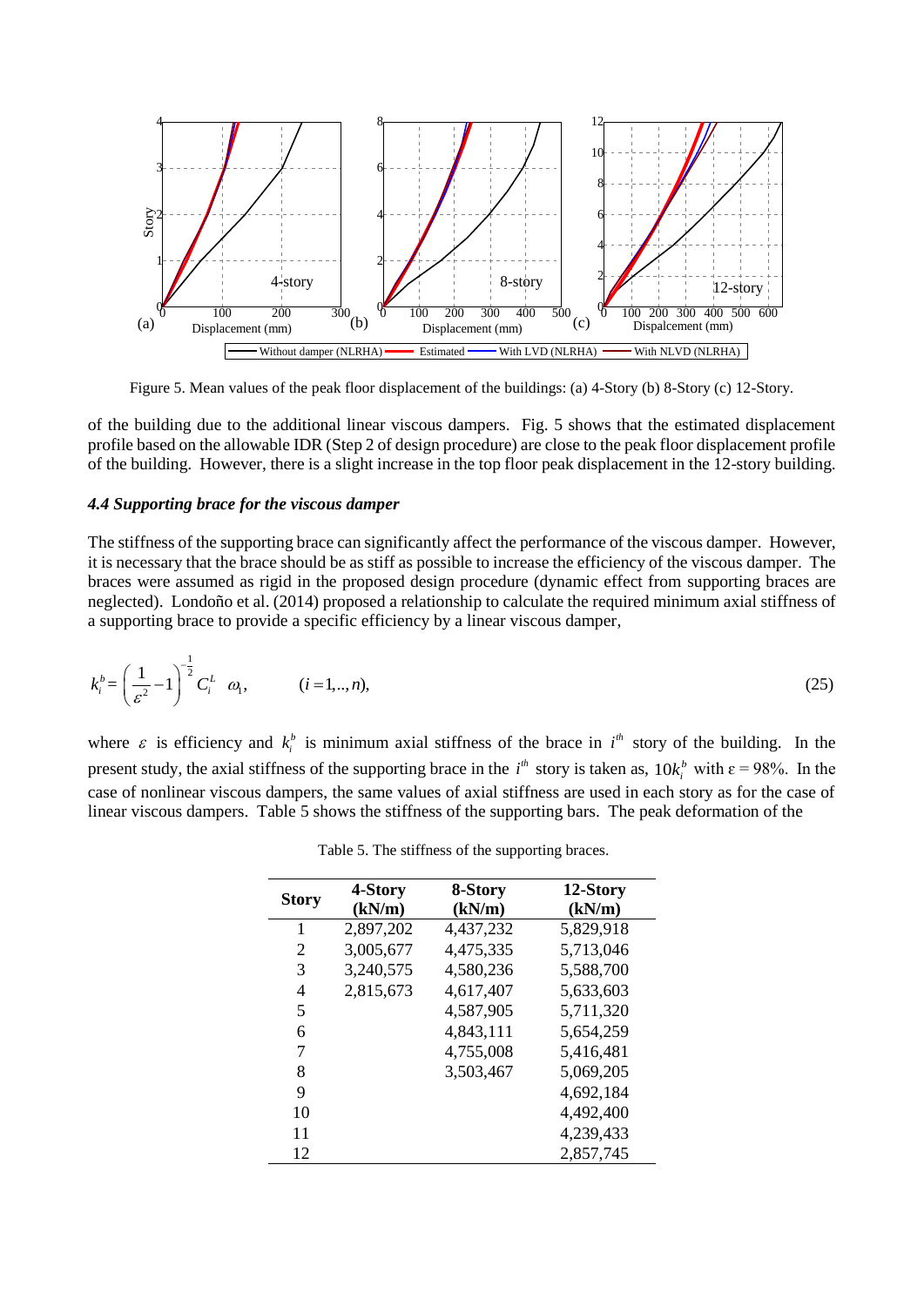Figure 5. Mean values of the peak floor displacement of the buildings: (a) 4-Story (b) 8-Story (c) 12-Story.

of the building due to the additional linear viscous dampers. Fig. 5 shows that the estimated displacement profile based on the allowable IDR (Step 2 of design procedure) are close to the peak floor displacement profile of the building. However, there is a slight increase in the top floor peak displacement in the 12-story building.

### *4.4 Supporting brace for the viscous damper*

The stiffness of the supporting brace can significantly affect the performance of the viscous damper. However, it is necessary that the brace should be as stiff as possible to increase the efficiency of the viscous damper. The braces were assumed as rigid in the proposed design procedure (dynamic effect from supporting braces are neglected). Londoño et al. (2014) proposed a relationship to calculate the required minimum axial stiffness of a supporting brace to provide a specific efficiency by a linear viscous damper,

$$k_i^b = \left(\frac{1}{\varepsilon^2} - 1\right)^{-\frac{1}{2}} C_i^L \ \ \omega_1, \qquad (i = 1,..,n), \tag{25}$$

where $\varepsilon$ is efficiency and $k_i^b$ is minimum axial stiffness of the brace in $i^{th}$ story of the building. In the present study, the axial stiffness of the supporting brace in the $i^{th}$ story is taken as, $10k_i^b$ with $\varepsilon = 98\%$. In the case of nonlinear viscous dampers, the same values of axial stiffness are used in each story as for the case of linear viscous dampers. Table 5 shows the stiffness of the supporting bars. The peak deformation of the

Table 5. The stiffness of the supporting braces.

| Story | 4-Story (kN/m) | 8-Story (kN/m) | 12-Story (kN/m) |
|---|---|---|---|
| 1 | 2,897,202 | 4,437,232 | 5,829,918 |
| 2 | 3,005,677 | 4,475,335 | 5,713,046 |
| 3 | 3,240,575 | 4,580,236 | 5,588,700 |
| 4 | 2,815,673 | 4,617,407 | 5,633,603 |
| 5 | | 4,587,905 | 5,711,320 |
| 6 | | 4,843,111 | 5,654,259 |
| 7 | | 4,755,008 | 5,416,481 |
| 8 | | 3,503,467 | 5,069,205 |
| 9 | | | 4,692,184 |
| 10 | | | 4,492,400 |
| 11 | | | 4,239,433 |
| 12 | | | 2,857,745 |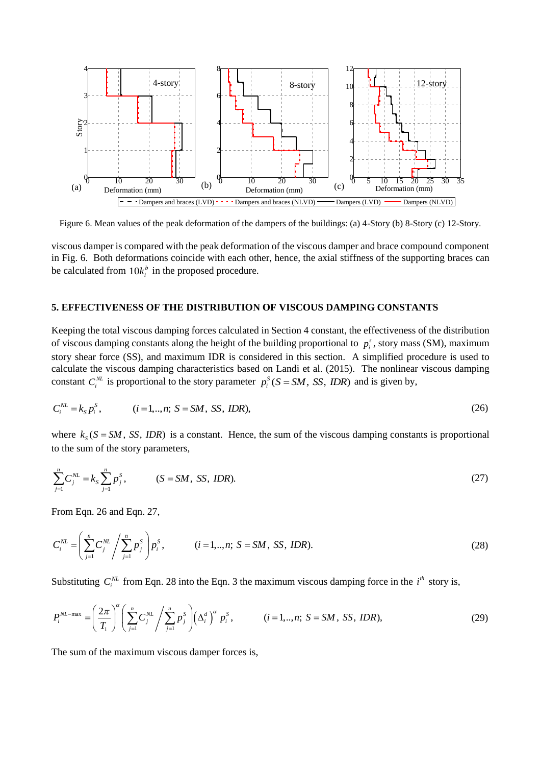Figure 6. Mean values of the peak deformation of the dampers of the buildings: (a) 4-Story (b) 8-Story (c) 12-Story.

viscous damper is compared with the peak deformation of the viscous damper and brace compound component in Fig. 6. Both deformations coincide with each other, hence, the axial stiffness of the supporting braces can be calculated from $10k_i^b$ in the proposed procedure.

## 5. EFFECTIVENESS OF THE DISTRIBUTION OF VISCOUS DAMPING CONSTANTS

Keeping the total viscous damping forces calculated in Section 4 constant, the effectiveness of the distribution of viscous damping constants along the height of the building proportional to $p_i^s$, story mass (SM), maximum story shear force (SS), and maximum IDR is considered in this section. A simplified procedure is used to calculate the viscous damping characteristics based on Landi et al. (2015). The nonlinear viscous damping constant $C_i^{NL}$ is proportional to the story parameter $p_i^S(S = SM,\ SS,\ IDR)$ and is given by,

$$C_i^{NL} = k_S p_i^S, \qquad (i = 1,..,n;\ S = SM,\ SS,\ IDR), \tag{26}$$

where $k_S(S = SM,\ SS,\ IDR)$ is a constant. Hence, the sum of the viscous damping constants is proportional to the sum of the story parameters,

$$\sum_{j=1}^{n} C_j^{NL} = k_S \sum_{j=1}^{n} p_j^S, \qquad (S = SM,\ SS,\ IDR). \tag{27}$$

From Eqn. 26 and Eqn. 27,

$$C_i^{NL} = \left( \sum_{j=1}^{n} C_j^{NL} \bigg/ \sum_{j=1}^{n} p_j^S \right) p_i^S, \qquad (i = 1,..,n;\ S = SM,\ SS,\ IDR). \tag{28}$$

Substituting $C_i^{NL}$ from Eqn. 28 into the Eqn. 3 the maximum viscous damping force in the $i^{th}$ story is,

$$P_i^{NL-\max} = \left( \frac{2\pi}{T_1} \right)^{\alpha} \left( \sum_{j=1}^{n} C_j^{NL} \bigg/ \sum_{j=1}^{n} p_j^S \right) \left( \Delta_i^d \right)^{\alpha} p_i^S, \qquad (i = 1,..,n;\ S = SM,\ SS,\ IDR), \tag{29}$$

The sum of the maximum viscous damper forces is,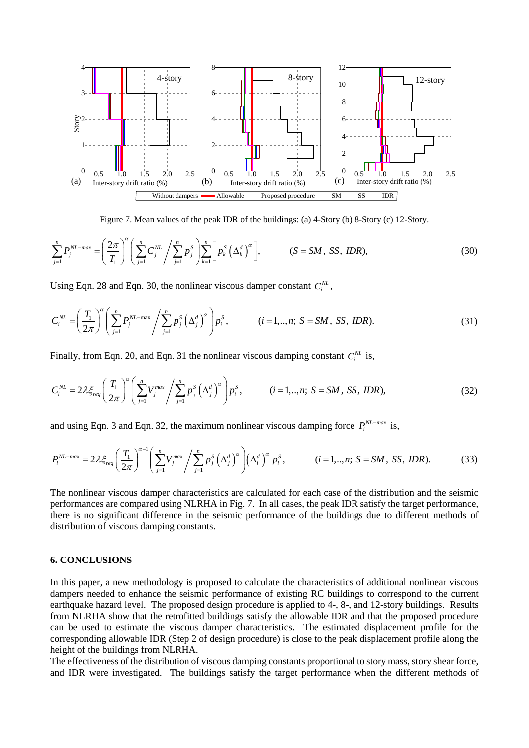Figure 7. Mean values of the peak IDR of the buildings: (a) 4-Story (b) 8-Story (c) 12-Story.

$$\sum_{j=1}^{n} P_j^{NL-max} = \left(\frac{2\pi}{T_1}\right)^{\alpha}\left(\sum_{j=1}^{n} C_j^{NL} \bigg/ \sum_{j=1}^{n} p_j^S\right)\sum_{k=1}^{n}\left[p_k^S\left(\Delta_k^d\right)^{\alpha}\right], \qquad (S = SM,\ SS,\ IDR), \tag{30}$$

Using Eqn. 28 and Eqn. 30, the nonlinear viscous damper constant $C_i^{NL}$,

$$C_i^{NL} = \left(\frac{T_1}{2\pi}\right)^{\alpha}\left(\sum_{j=1}^{n} P_j^{NL-\max} \bigg/ \sum_{j=1}^{n} p_j^S\left(\Delta_j^d\right)^{\alpha}\right) p_i^S, \qquad (i = 1,..,n;\ S = SM,\ SS,\ IDR). \tag{31}$$

Finally, from Eqn. 20, and Eqn. 31 the nonlinear viscous damping constant $C_i^{NL}$ is,

$$C_i^{NL} = 2\lambda\xi_{req}\left(\frac{T_1}{2\pi}\right)^{\alpha}\left(\sum_{j=1}^{n} V_j^{max} \bigg/ \sum_{j=1}^{n} p_j^S\left(\Delta_j^d\right)^{\alpha}\right) p_i^S, \qquad (i = 1,..,n;\ S = SM,\ SS,\ IDR), \tag{32}$$

and using Eqn. 3 and Eqn. 32, the maximum nonlinear viscous damping force $P_i^{NL-max}$ is,

$$P_i^{NL-max} = 2\lambda\xi_{req}\left(\frac{T_1}{2\pi}\right)^{\alpha-1}\left(\sum_{j=1}^{n} V_j^{max} \bigg/ \sum_{j=1}^{n} p_j^S\left(\Delta_j^d\right)^{\alpha}\right)\left(\Delta_i^d\right)^{\alpha} p_i^S, \qquad (i = 1,..,n;\ S = SM,\ SS,\ IDR). \tag{33}$$

The nonlinear viscous damper characteristics are calculated for each case of the distribution and the seismic performances are compared using NLRHA in Fig. 7. In all cases, the peak IDR satisfy the target performance, there is no significant difference in the seismic performance of the buildings due to different methods of distribution of viscous damping constants.

## 6. CONCLUSIONS

In this paper, a new methodology is proposed to calculate the characteristics of additional nonlinear viscous dampers needed to enhance the seismic performance of existing RC buildings to correspond to the current earthquake hazard level. The proposed design procedure is applied to 4-, 8-, and 12-story buildings. Results from NLRHA show that the retrofitted buildings satisfy the allowable IDR and that the proposed procedure can be used to estimate the viscous damper characteristics. The estimated displacement profile for the corresponding allowable IDR (Step 2 of design procedure) is close to the peak displacement profile along the height of the buildings from NLRHA.

The effectiveness of the distribution of viscous damping constants proportional to story mass, story shear force, and IDR were investigated. The buildings satisfy the target performance when the different methods of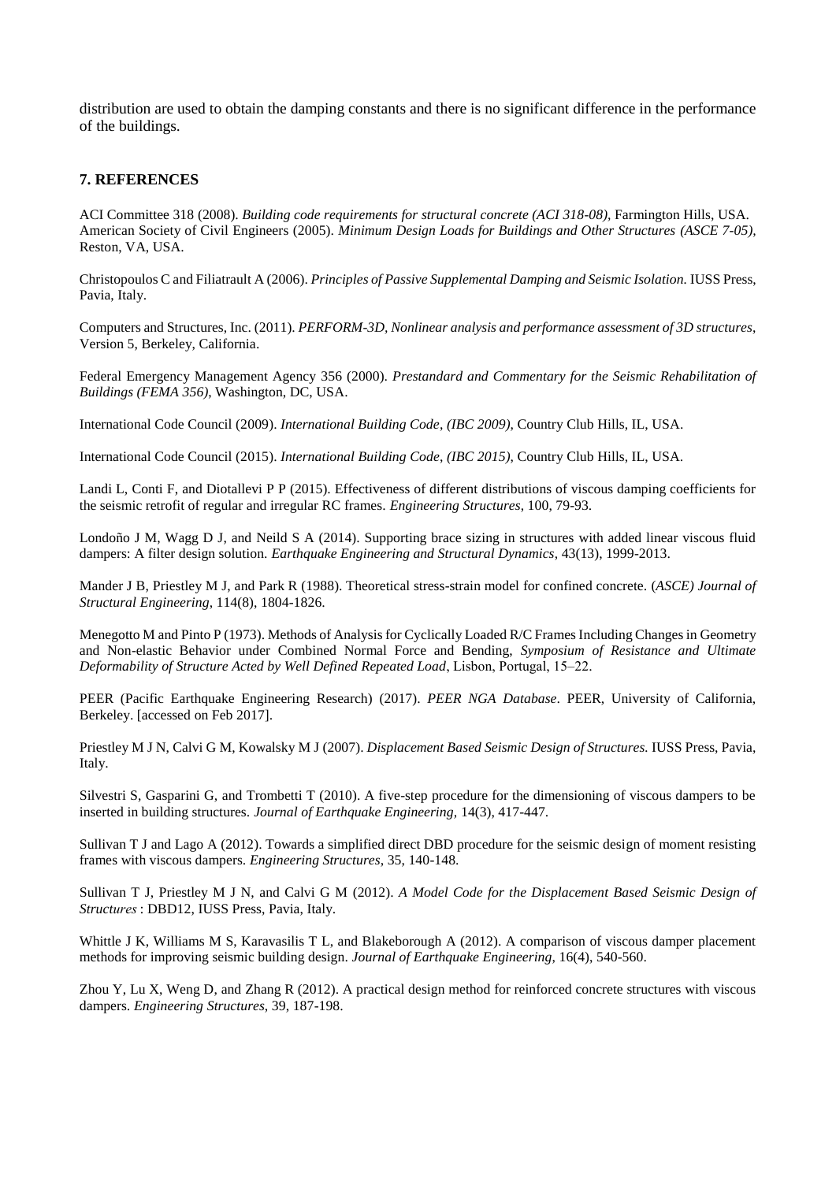distribution are used to obtain the damping constants and there is no significant difference in the performance of the buildings.

## 7. REFERENCES

ACI Committee 318 (2008). *Building code requirements for structural concrete (ACI 318-08)*, Farmington Hills, USA.
American Society of Civil Engineers (2005). *Minimum Design Loads for Buildings and Other Structures (ASCE 7-05)*, Reston, VA, USA.

Christopoulos C and Filiatrault A (2006). *Principles of Passive Supplemental Damping and Seismic Isolation.* IUSS Press, Pavia, Italy.

Computers and Structures, Inc. (2011). *PERFORM-3D, Nonlinear analysis and performance assessment of 3D structures*, Version 5, Berkeley, California.

Federal Emergency Management Agency 356 (2000). *Prestandard and Commentary for the Seismic Rehabilitation of Buildings (FEMA 356)*, Washington, DC, USA.

International Code Council (2009). *International Building Code, (IBC 2009)*, Country Club Hills, IL, USA.

International Code Council (2015). *International Building Code, (IBC 2015)*, Country Club Hills, IL, USA.

Landi L, Conti F, and Diotallevi P P (2015). Effectiveness of different distributions of viscous damping coefficients for the seismic retrofit of regular and irregular RC frames. *Engineering Structures*, 100, 79-93.

Londoño J M, Wagg D J, and Neild S A (2014). Supporting brace sizing in structures with added linear viscous fluid dampers: A filter design solution. *Earthquake Engineering and Structural Dynamics*, 43(13), 1999-2013.

Mander J B, Priestley M J, and Park R (1988). Theoretical stress-strain model for confined concrete. (*ASCE) Journal of Structural Engineering*, 114(8), 1804-1826.

Menegotto M and Pinto P (1973). Methods of Analysis for Cyclically Loaded R/C Frames Including Changes in Geometry and Non-elastic Behavior under Combined Normal Force and Bending, *Symposium of Resistance and Ultimate Deformability of Structure Acted by Well Defined Repeated Load*, Lisbon, Portugal, 15–22.

PEER (Pacific Earthquake Engineering Research) (2017). *PEER NGA Database*. PEER, University of California, Berkeley. [accessed on Feb 2017].

Priestley M J N, Calvi G M, Kowalsky M J (2007). *Displacement Based Seismic Design of Structures.* IUSS Press, Pavia, Italy.

Silvestri S, Gasparini G, and Trombetti T (2010). A five-step procedure for the dimensioning of viscous dampers to be inserted in building structures. *Journal of Earthquake Engineering*, 14(3), 417-447.

Sullivan T J and Lago A (2012). Towards a simplified direct DBD procedure for the seismic design of moment resisting frames with viscous dampers. *Engineering Structures*, 35, 140-148.

Sullivan T J, Priestley M J N, and Calvi G M (2012). *A Model Code for the Displacement Based Seismic Design of Structures* : DBD12, IUSS Press, Pavia, Italy.

Whittle J K, Williams M S, Karavasilis T L, and Blakeborough A (2012). A comparison of viscous damper placement methods for improving seismic building design. *Journal of Earthquake Engineering*, 16(4), 540-560.

Zhou Y, Lu X, Weng D, and Zhang R (2012). A practical design method for reinforced concrete structures with viscous dampers. *Engineering Structures*, 39, 187-198.